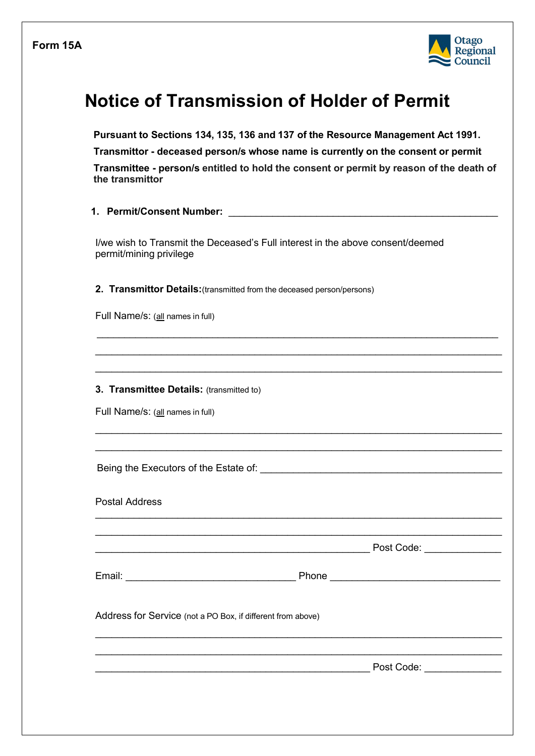**Form 15A**

Otago Regional Council

# Notice of Transmission of Holder of Permit

**Pursuant to Sections 134, 135, 136 and 137 of the Resource Management Act 1991.**

**Transmittor - deceased person/s whose name is currently on the consent or permit**

**Transmittee - person/s entitled to hold the consent or permit by reason of the death of the transmittor**

1. **Permit/Consent Number:** ______________________________________________

I/we wish to Transmit the Deceased's Full interest in the above consent/deemed permit/mining privilege

2. **Transmittor Details:** (transmitted from the deceased person/persons)

Full Name/s: (all names in full)

_______________________________________________________________________

_______________________________________________________________________

_______________________________________________________________________

3. **Transmittee Details:** (transmitted to)

Full Name/s: (all names in full)

_______________________________________________________________________

_______________________________________________________________________

Being the Executors of the Estate of: ________________________________________

Postal Address

_______________________________________________________________________

_______________________________________________________________________

_______________________________________________ Post Code: _____________

Email: ____________________________ Phone ____________________________

Address for Service (not a PO Box, if different from above)

_______________________________________________________________________

_______________________________________________________________________

_______________________________________________ Post Code: _____________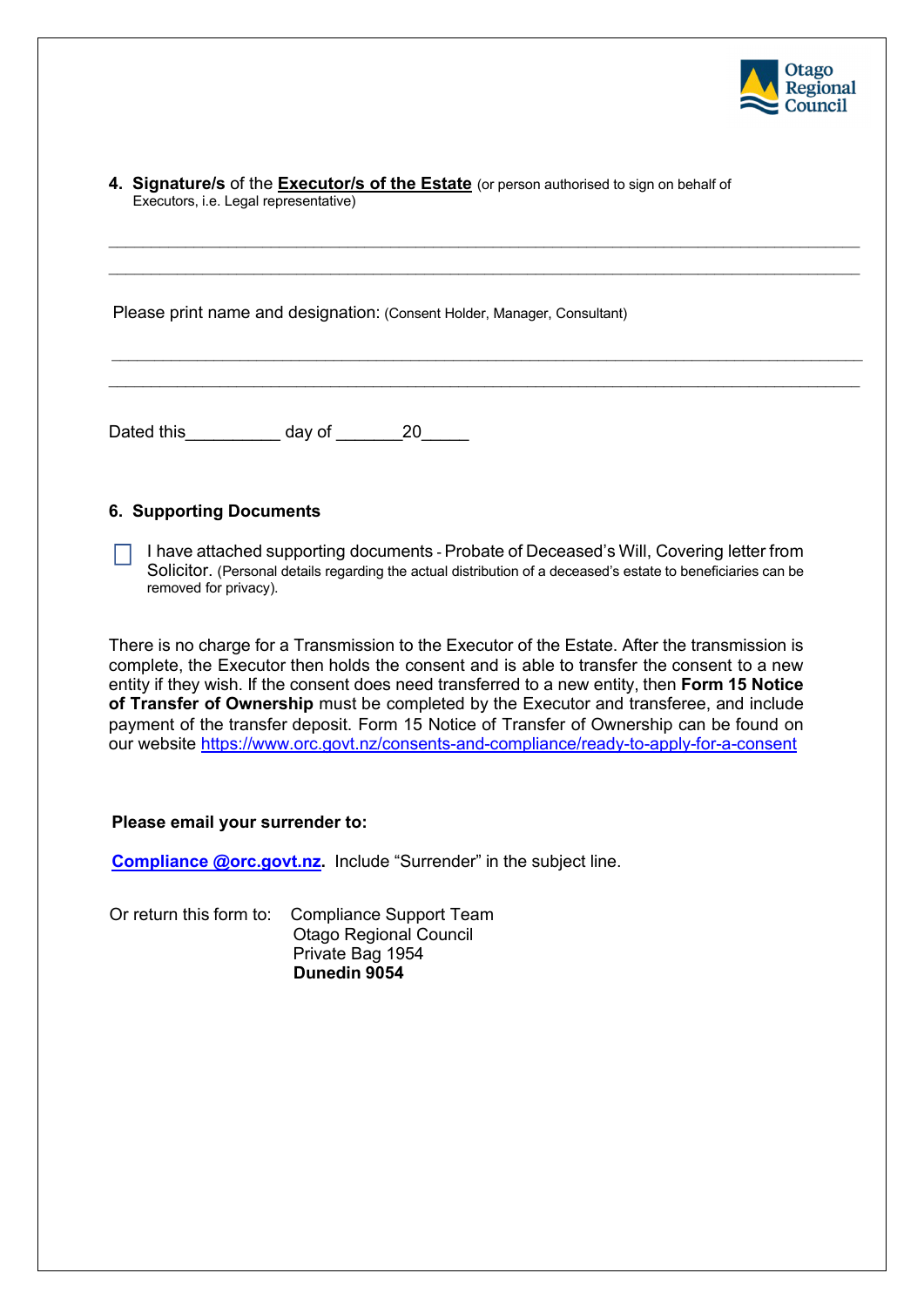**4. Signature/s** of the **Executor/s of the Estate** (or person authorised to sign on behalf of Executors, i.e. Legal representative)

\_\_\_\_\_\_\_\_\_\_\_\_\_\_\_\_\_\_\_\_\_\_\_\_\_\_\_\_\_\_\_\_\_\_\_\_\_\_\_\_\_\_\_\_\_\_\_\_\_\_\_\_\_\_\_\_\_\_\_\_\_\_\_\_\_\_\_\_\_\_\_\_\_\_\_\_\_\_

\_\_\_\_\_\_\_\_\_\_\_\_\_\_\_\_\_\_\_\_\_\_\_\_\_\_\_\_\_\_\_\_\_\_\_\_\_\_\_\_\_\_\_\_\_\_\_\_\_\_\_\_\_\_\_\_\_\_\_\_\_\_\_\_\_\_\_\_\_\_\_\_\_\_\_\_\_\_

Please print name and designation: (Consent Holder, Manager, Consultant)

\_\_\_\_\_\_\_\_\_\_\_\_\_\_\_\_\_\_\_\_\_\_\_\_\_\_\_\_\_\_\_\_\_\_\_\_\_\_\_\_\_\_\_\_\_\_\_\_\_\_\_\_\_\_\_\_\_\_\_\_\_\_\_\_\_\_\_\_\_\_\_\_\_\_\_\_\_\_

\_\_\_\_\_\_\_\_\_\_\_\_\_\_\_\_\_\_\_\_\_\_\_\_\_\_\_\_\_\_\_\_\_\_\_\_\_\_\_\_\_\_\_\_\_\_\_\_\_\_\_\_\_\_\_\_\_\_\_\_\_\_\_\_\_\_\_\_\_\_\_\_\_\_\_\_\_\_

Dated this\_\_\_\_\_\_\_\_\_\_ day of \_\_\_\_\_\_\_20\_\_\_\_\_

**6. Supporting Documents**

☐ I have attached supporting documents - Probate of Deceased's Will, Covering letter from Solicitor. (Personal details regarding the actual distribution of a deceased's estate to beneficiaries can be removed for privacy).

There is no charge for a Transmission to the Executor of the Estate. After the transmission is complete, the Executor then holds the consent and is able to transfer the consent to a new entity if they wish. If the consent does need transferred to a new entity, then **Form 15 Notice of Transfer of Ownership** must be completed by the Executor and transferee, and include payment of the transfer deposit. Form 15 Notice of Transfer of Ownership can be found on our website https://www.orc.govt.nz/consents-and-compliance/ready-to-apply-for-a-consent

**Please email your surrender to:**

**Compliance @orc.govt.nz**. Include "Surrender" in the subject line.

Or return this form to: Compliance Support Team
Otago Regional Council
Private Bag 1954
**Dunedin 9054**